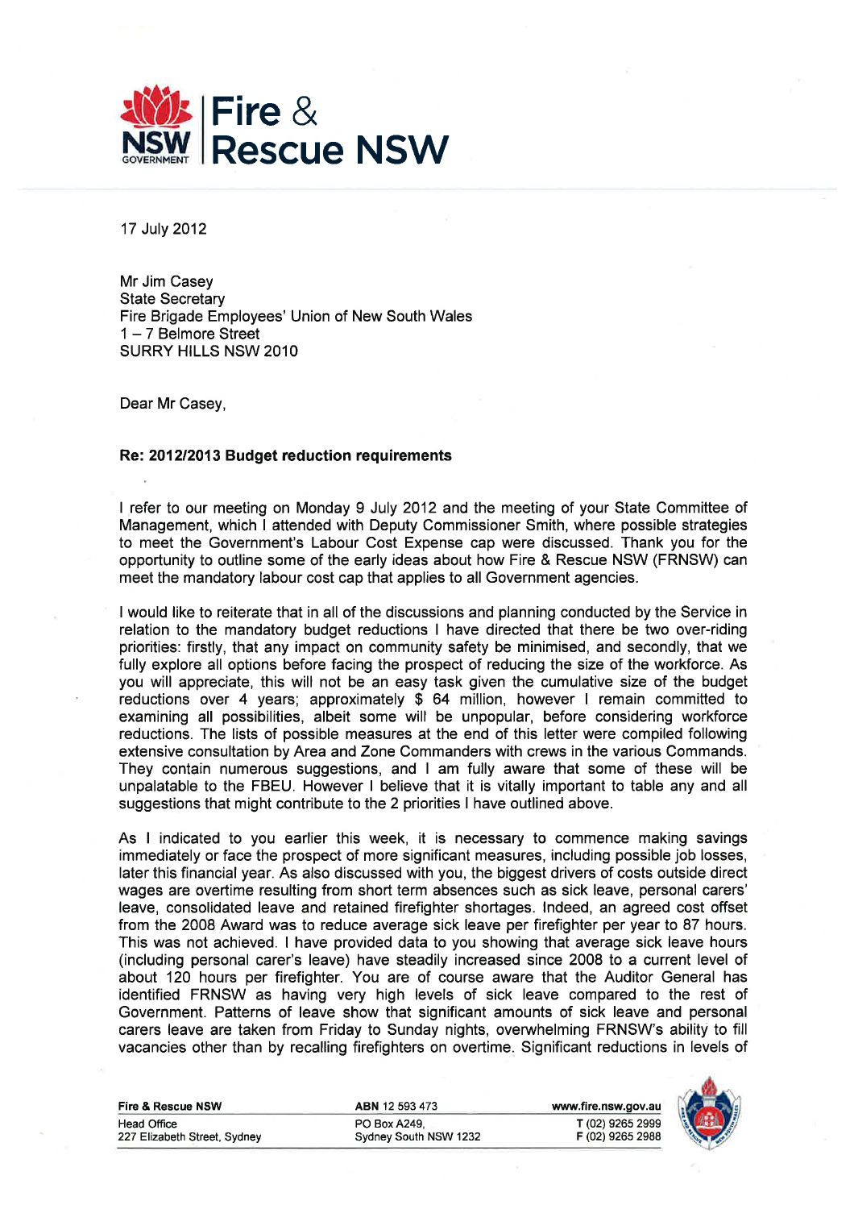**Fire & Rescue NSW**

17 July 2012

Mr Jim Casey
State Secretary
Fire Brigade Employees' Union of New South Wales
1 – 7 Belmore Street
SURRY HILLS NSW 2010

Dear Mr Casey,

**Re: 2012/2013 Budget reduction requirements**

I refer to our meeting on Monday 9 July 2012 and the meeting of your State Committee of Management, which I attended with Deputy Commissioner Smith, where possible strategies to meet the Government's Labour Cost Expense cap were discussed. Thank you for the opportunity to outline some of the early ideas about how Fire & Rescue NSW (FRNSW) can meet the mandatory labour cost cap that applies to all Government agencies.

I would like to reiterate that in all of the discussions and planning conducted by the Service in relation to the mandatory budget reductions I have directed that there be two over-riding priorities: firstly, that any impact on community safety be minimised, and secondly, that we fully explore all options before facing the prospect of reducing the size of the workforce. As you will appreciate, this will not be an easy task given the cumulative size of the budget reductions over 4 years; approximately $ 64 million, however I remain committed to examining all possibilities, albeit some will be unpopular, before considering workforce reductions. The lists of possible measures at the end of this letter were compiled following extensive consultation by Area and Zone Commanders with crews in the various Commands. They contain numerous suggestions, and I am fully aware that some of these will be unpalatable to the FBEU. However I believe that it is vitally important to table any and all suggestions that might contribute to the 2 priorities I have outlined above.

As I indicated to you earlier this week, it is necessary to commence making savings immediately or face the prospect of more significant measures, including possible job losses, later this financial year. As also discussed with you, the biggest drivers of costs outside direct wages are overtime resulting from short term absences such as sick leave, personal carers' leave, consolidated leave and retained firefighter shortages. Indeed, an agreed cost offset from the 2008 Award was to reduce average sick leave per firefighter per year to 87 hours. This was not achieved. I have provided data to you showing that average sick leave hours (including personal carer's leave) have steadily increased since 2008 to a current level of about 120 hours per firefighter. You are of course aware that the Auditor General has identified FRNSW as having very high levels of sick leave compared to the rest of Government. Patterns of leave show that significant amounts of sick leave and personal carers leave are taken from Friday to Sunday nights, overwhelming FRNSW's ability to fill vacancies other than by recalling firefighters on overtime. Significant reductions in levels of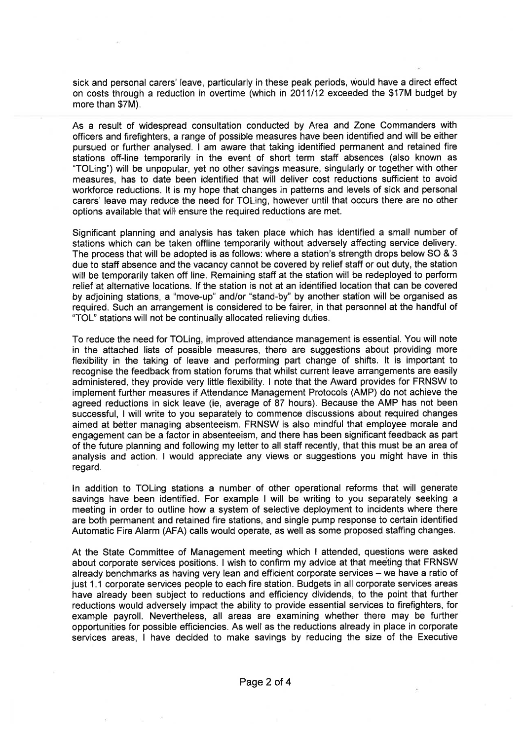sick and personal carers' leave, particularly in these peak periods, would have a direct effect on costs through a reduction in overtime (which in 2011/12 exceeded the $17M budget by more than $7M).

As a result of widespread consultation conducted by Area and Zone Commanders with officers and firefighters, a range of possible measures have been identified and will be either pursued or further analysed. I am aware that taking identified permanent and retained fire stations off-line temporarily in the event of short term staff absences (also known as "TOLing") will be unpopular, yet no other savings measure, singularly or together with other measures, has to date been identified that will deliver cost reductions sufficient to avoid workforce reductions. It is my hope that changes in patterns and levels of sick and personal carers' leave may reduce the need for TOLing, however until that occurs there are no other options available that will ensure the required reductions are met.

Significant planning and analysis has taken place which has identified a small number of stations which can be taken offline temporarily without adversely affecting service delivery. The process that will be adopted is as follows: where a station's strength drops below SO & 3 due to staff absence and the vacancy cannot be covered by relief staff or out duty, the station will be temporarily taken off line. Remaining staff at the station will be redeployed to perform relief at alternative locations. If the station is not at an identified location that can be covered by adjoining stations, a "move-up" and/or "stand-by" by another station will be organised as required. Such an arrangement is considered to be fairer, in that personnel at the handful of "TOL" stations will not be continually allocated relieving duties.

To reduce the need for TOLing, improved attendance management is essential. You will note in the attached lists of possible measures, there are suggestions about providing more flexibility in the taking of leave and performing part change of shifts. It is important to recognise the feedback from station forums that whilst current leave arrangements are easily administered, they provide very little flexibility. I note that the Award provides for FRNSW to implement further measures if Attendance Management Protocols (AMP) do not achieve the agreed reductions in sick leave (ie, average of 87 hours). Because the AMP has not been successful, I will write to you separately to commence discussions about required changes aimed at better managing absenteeism. FRNSW is also mindful that employee morale and engagement can be a factor in absenteeism, and there has been significant feedback as part of the future planning and following my letter to all staff recently, that this must be an area of analysis and action. I would appreciate any views or suggestions you might have in this regard.

In addition to TOLing stations a number of other operational reforms that will generate savings have been identified. For example I will be writing to you separately seeking a meeting in order to outline how a system of selective deployment to incidents where there are both permanent and retained fire stations, and single pump response to certain identified Automatic Fire Alarm (AFA) calls would operate, as well as some proposed staffing changes.

At the State Committee of Management meeting which I attended, questions were asked about corporate services positions. I wish to confirm my advice at that meeting that FRNSW already benchmarks as having very lean and efficient corporate services – we have a ratio of just 1.1 corporate services people to each fire station. Budgets in all corporate services areas have already been subject to reductions and efficiency dividends, to the point that further reductions would adversely impact the ability to provide essential services to firefighters, for example payroll. Nevertheless, all areas are examining whether there may be further opportunities for possible efficiencies. As well as the reductions already in place in corporate services areas, I have decided to make savings by reducing the size of the Executive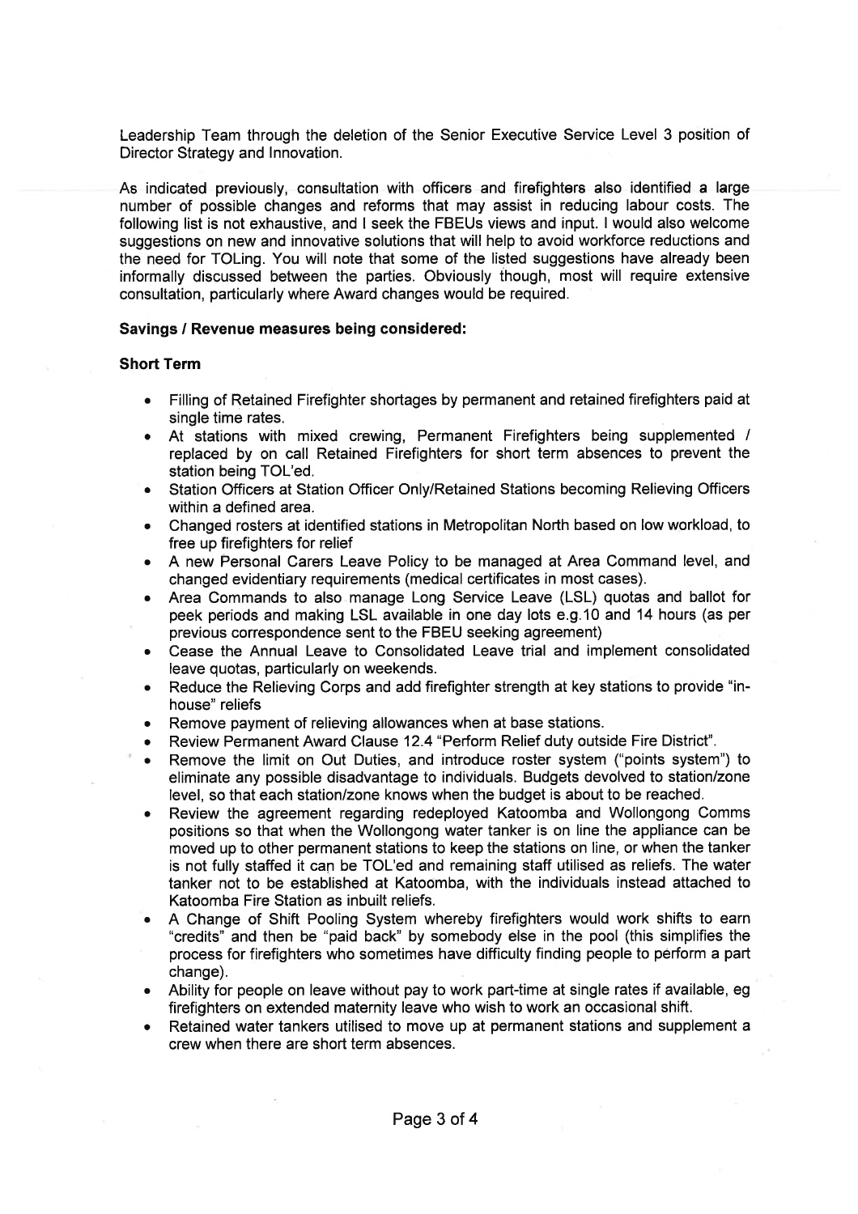Leadership Team through the deletion of the Senior Executive Service Level 3 position of Director Strategy and Innovation.

As indicated previously, consultation with officers and firefighters also identified a large number of possible changes and reforms that may assist in reducing labour costs. The following list is not exhaustive, and I seek the FBEUs views and input. I would also welcome suggestions on new and innovative solutions that will help to avoid workforce reductions and the need for TOLing. You will note that some of the listed suggestions have already been informally discussed between the parties. Obviously though, most will require extensive consultation, particularly where Award changes would be required.

**Savings / Revenue measures being considered:**

**Short Term**

- Filling of Retained Firefighter shortages by permanent and retained firefighters paid at single time rates.
- At stations with mixed crewing, Permanent Firefighters being supplemented / replaced by on call Retained Firefighters for short term absences to prevent the station being TOL'ed.
- Station Officers at Station Officer Only/Retained Stations becoming Relieving Officers within a defined area.
- Changed rosters at identified stations in Metropolitan North based on low workload, to free up firefighters for relief
- A new Personal Carers Leave Policy to be managed at Area Command level, and changed evidentiary requirements (medical certificates in most cases).
- Area Commands to also manage Long Service Leave (LSL) quotas and ballot for peek periods and making LSL available in one day lots e.g.10 and 14 hours (as per previous correspondence sent to the FBEU seeking agreement)
- Cease the Annual Leave to Consolidated Leave trial and implement consolidated leave quotas, particularly on weekends.
- Reduce the Relieving Corps and add firefighter strength at key stations to provide "in-house" reliefs
- Remove payment of relieving allowances when at base stations.
- Review Permanent Award Clause 12.4 "Perform Relief duty outside Fire District".
- Remove the limit on Out Duties, and introduce roster system ("points system") to eliminate any possible disadvantage to individuals. Budgets devolved to station/zone level, so that each station/zone knows when the budget is about to be reached.
- Review the agreement regarding redeployed Katoomba and Wollongong Comms positions so that when the Wollongong water tanker is on line the appliance can be moved up to other permanent stations to keep the stations on line, or when the tanker is not fully staffed it can be TOL'ed and remaining staff utilised as reliefs. The water tanker not to be established at Katoomba, with the individuals instead attached to Katoomba Fire Station as inbuilt reliefs.
- A Change of Shift Pooling System whereby firefighters would work shifts to earn "credits" and then be "paid back" by somebody else in the pool (this simplifies the process for firefighters who sometimes have difficulty finding people to perform a part change).
- Ability for people on leave without pay to work part-time at single rates if available, eg firefighters on extended maternity leave who wish to work an occasional shift.
- Retained water tankers utilised to move up at permanent stations and supplement a crew when there are short term absences.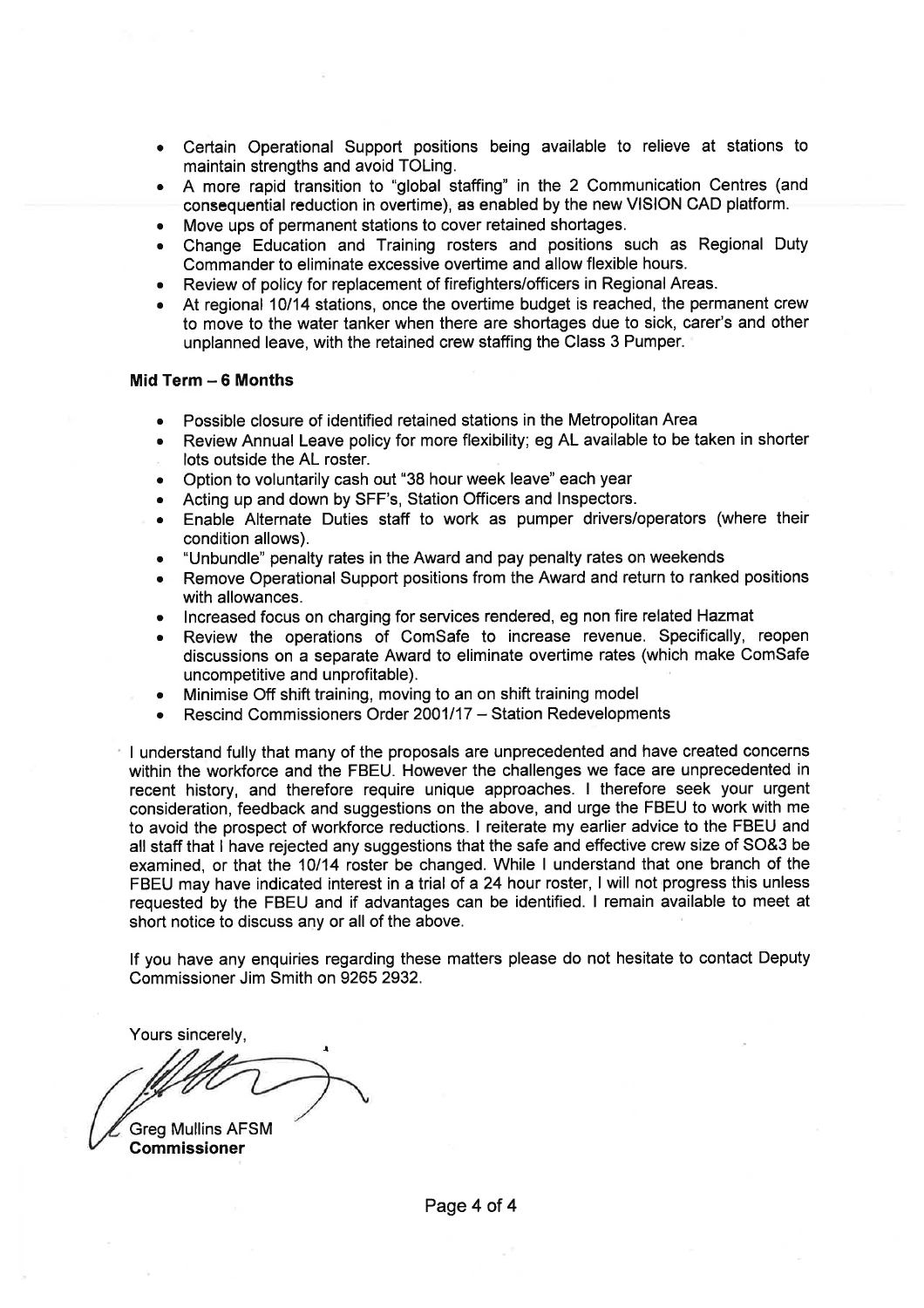- Certain Operational Support positions being available to relieve at stations to maintain strengths and avoid TOLing.
- A more rapid transition to "global staffing" in the 2 Communication Centres (and consequential reduction in overtime), as enabled by the new VISION CAD platform.
- Move ups of permanent stations to cover retained shortages.
- Change Education and Training rosters and positions such as Regional Duty Commander to eliminate excessive overtime and allow flexible hours.
- Review of policy for replacement of firefighters/officers in Regional Areas.
- At regional 10/14 stations, once the overtime budget is reached, the permanent crew to move to the water tanker when there are shortages due to sick, carer's and other unplanned leave, with the retained crew staffing the Class 3 Pumper.

**Mid Term – 6 Months**

- Possible closure of identified retained stations in the Metropolitan Area
- Review Annual Leave policy for more flexibility; eg AL available to be taken in shorter lots outside the AL roster.
- Option to voluntarily cash out "38 hour week leave" each year
- Acting up and down by SFF's, Station Officers and Inspectors.
- Enable Alternate Duties staff to work as pumper drivers/operators (where their condition allows).
- "Unbundle" penalty rates in the Award and pay penalty rates on weekends
- Remove Operational Support positions from the Award and return to ranked positions with allowances.
- Increased focus on charging for services rendered, eg non fire related Hazmat
- Review the operations of ComSafe to increase revenue. Specifically, reopen discussions on a separate Award to eliminate overtime rates (which make ComSafe uncompetitive and unprofitable).
- Minimise Off shift training, moving to an on shift training model
- Rescind Commissioners Order 2001/17 – Station Redevelopments

I understand fully that many of the proposals are unprecedented and have created concerns within the workforce and the FBEU. However the challenges we face are unprecedented in recent history, and therefore require unique approaches. I therefore seek your urgent consideration, feedback and suggestions on the above, and urge the FBEU to work with me to avoid the prospect of workforce reductions. I reiterate my earlier advice to the FBEU and all staff that I have rejected any suggestions that the safe and effective crew size of SO&3 be examined, or that the 10/14 roster be changed. While I understand that one branch of the FBEU may have indicated interest in a trial of a 24 hour roster, I will not progress this unless requested by the FBEU and if advantages can be identified. I remain available to meet at short notice to discuss any or all of the above.

If you have any enquiries regarding these matters please do not hesitate to contact Deputy Commissioner Jim Smith on 9265 2932.

Yours sincerely,

Greg Mullins AFSM
**Commissioner**